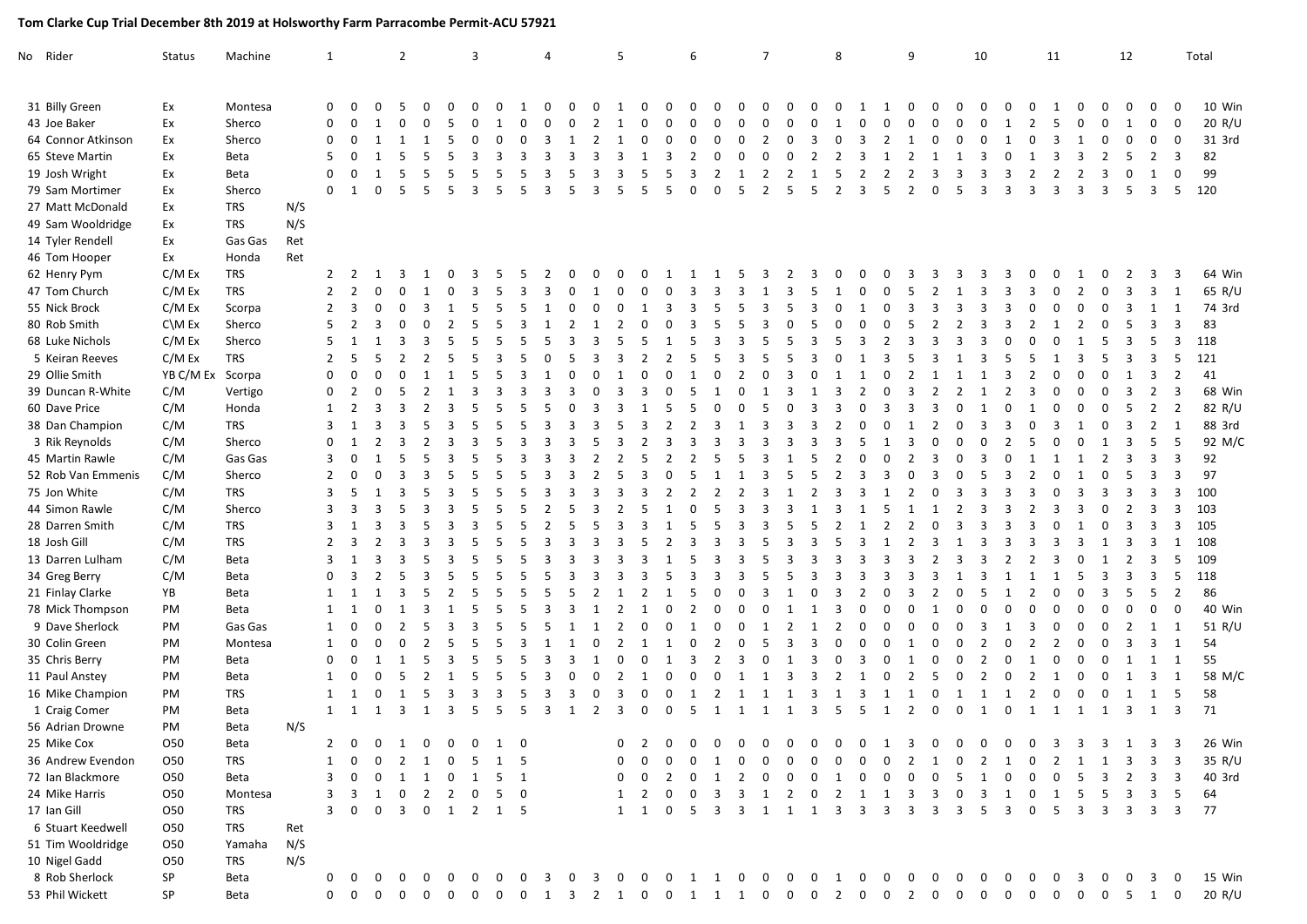**Tom Clarke Cup Trial December 8th 2019 at Holsworthy Farm Parracombe Permit-ACU 57921**

| No | Rider | Status | Machine | | 1 | | | 2 | | | 3 | | | 4 | | | 5 | | | 6 | | | 7 | | | 8 | | | 9 | | | 10 | | | 11 | | | 12 | | | Total | |
|---|---|---|---|---|---|---|---|---|---|---|---|---|---|---|---|---|---|---|---|---|---|---|---|---|---|---|---|---|---|---|---|---|---|---|---|---|---|---|---|---|---|
| 31 | Billy Green | Ex | Montesa | | 0 | 0 | 0 | 5 | 0 | 0 | 0 | 0 | 1 | 0 | 0 | 0 | 1 | 0 | 0 | 0 | 0 | 0 | 0 | 0 | 0 | 0 | 1 | 1 | 0 | 0 | 0 | 0 | 0 | 0 | 1 | 0 | 0 | 0 | 0 | 0 | 10 | Win |
| 43 | Joe Baker | Ex | Sherco | | 0 | 0 | 1 | 0 | 0 | 5 | 0 | 1 | 0 | 0 | 0 | 2 | 1 | 0 | 0 | 0 | 0 | 0 | 0 | 0 | 0 | 1 | 0 | 0 | 0 | 0 | 0 | 0 | 1 | 2 | 5 | 0 | 0 | 1 | 0 | 0 | 20 | R/U |
| 64 | Connor Atkinson | Ex | Sherco | | 0 | 0 | 1 | 1 | 1 | 5 | 0 | 0 | 0 | 3 | 1 | 2 | 1 | 0 | 0 | 0 | 0 | 0 | 2 | 0 | 3 | 0 | 3 | 2 | 1 | 0 | 0 | 0 | 1 | 0 | 3 | 1 | 0 | 0 | 0 | 0 | 31 | 3rd |
| 65 | Steve Martin | Ex | Beta | | 5 | 0 | 1 | 5 | 5 | 5 | 3 | 3 | 3 | 3 | 3 | 3 | 3 | 1 | 3 | 2 | 0 | 0 | 0 | 0 | 2 | 2 | 3 | 1 | 2 | 1 | 1 | 3 | 0 | 1 | 3 | 3 | 2 | 5 | 2 | 3 | 82 | |
| 19 | Josh Wright | Ex | Beta | | 0 | 0 | 1 | 5 | 5 | 5 | 5 | 5 | 5 | 3 | 5 | 3 | 3 | 5 | 5 | 3 | 2 | 1 | 2 | 2 | 1 | 5 | 2 | 2 | 2 | 3 | 3 | 3 | 3 | 2 | 2 | 2 | 3 | 0 | 1 | 0 | 99 | |
| 79 | Sam Mortimer | Ex | Sherco | | 0 | 1 | 0 | 5 | 5 | 5 | 3 | 5 | 5 | 3 | 5 | 3 | 5 | 5 | 5 | 0 | 0 | 5 | 2 | 5 | 5 | 2 | 3 | 5 | 2 | 0 | 5 | 3 | 3 | 3 | 3 | 3 | 3 | 5 | 3 | 5 | 120 | |
| 27 | Matt McDonald | Ex | TRS | N/S | | | | | | | | | | | | | | | | | | | | | | | | | | | | | | | | | | | | | | |
| 49 | Sam Wooldridge | Ex | TRS | N/S | | | | | | | | | | | | | | | | | | | | | | | | | | | | | | | | | | | | | | |
| 14 | Tyler Rendell | Ex | Gas Gas | Ret | | | | | | | | | | | | | | | | | | | | | | | | | | | | | | | | | | | | | | |
| 46 | Tom Hooper | Ex | Honda | Ret | | | | | | | | | | | | | | | | | | | | | | | | | | | | | | | | | | | | | | |
| 62 | Henry Pym | C/M Ex | TRS | | 2 | 2 | 1 | 3 | 1 | 0 | 3 | 5 | 5 | 2 | 0 | 0 | 0 | 0 | 1 | 1 | 1 | 5 | 3 | 2 | 3 | 0 | 0 | 0 | 3 | 3 | 3 | 3 | 3 | 0 | 0 | 1 | 0 | 2 | 3 | 3 | 64 | Win |
| 47 | Tom Church | C/M Ex | TRS | | 2 | 2 | 0 | 0 | 1 | 0 | 3 | 5 | 3 | 3 | 0 | 1 | 0 | 0 | 0 | 3 | 3 | 3 | 1 | 3 | 5 | 1 | 0 | 0 | 5 | 2 | 1 | 3 | 3 | 3 | 0 | 2 | 0 | 3 | 3 | 1 | 65 | R/U |
| 55 | Nick Brock | C/M Ex | Scorpa | | 2 | 3 | 0 | 0 | 3 | 1 | 5 | 5 | 5 | 1 | 0 | 0 | 0 | 1 | 3 | 3 | 5 | 5 | 3 | 5 | 3 | 0 | 1 | 0 | 3 | 3 | 3 | 3 | 3 | 0 | 0 | 0 | 0 | 3 | 1 | 1 | 74 | 3rd |
| 80 | Rob Smith | C\M Ex | Sherco | | 5 | 2 | 3 | 0 | 0 | 2 | 5 | 5 | 3 | 1 | 2 | 1 | 2 | 0 | 0 | 3 | 5 | 5 | 3 | 0 | 5 | 0 | 0 | 0 | 5 | 2 | 2 | 3 | 3 | 2 | 1 | 2 | 0 | 5 | 3 | 3 | 83 | |
| 68 | Luke Nichols | C/M Ex | Sherco | | 5 | 1 | 1 | 3 | 3 | 5 | 5 | 5 | 5 | 5 | 3 | 3 | 5 | 5 | 1 | 5 | 3 | 3 | 5 | 5 | 3 | 5 | 2 | 3 | 3 | 3 | 3 | 3 | 0 | 0 | 0 | 1 | 5 | 3 | 5 | 3 | 118 | |
| 5 | Keiran Reeves | C/M Ex | TRS | | 2 | 5 | 5 | 2 | 2 | 5 | 5 | 3 | 5 | 0 | 5 | 3 | 3 | 2 | 2 | 5 | 5 | 3 | 5 | 5 | 3 | 0 | 1 | 3 | 5 | 3 | 1 | 3 | 5 | 5 | 1 | 3 | 5 | 3 | 3 | 5 | 121 | |
| 29 | Ollie Smith | YB C/M Ex | Scorpa | | 0 | 0 | 0 | 0 | 1 | 1 | 5 | 5 | 3 | 1 | 0 | 0 | 1 | 0 | 0 | 1 | 0 | 2 | 0 | 3 | 0 | 1 | 1 | 0 | 2 | 1 | 1 | 1 | 3 | 2 | 0 | 0 | 0 | 1 | 3 | 2 | 41 | |
| 39 | Duncan R-White | C/M | Vertigo | | 0 | 2 | 0 | 5 | 2 | 1 | 3 | 3 | 3 | 3 | 3 | 0 | 3 | 3 | 0 | 5 | 1 | 0 | 1 | 3 | 1 | 3 | 2 | 0 | 3 | 2 | 2 | 1 | 2 | 3 | 0 | 0 | 0 | 3 | 2 | 3 | 68 | Win |
| 60 | Dave Price | C/M | Honda | | 1 | 2 | 3 | 3 | 2 | 3 | 5 | 5 | 5 | 5 | 0 | 3 | 3 | 1 | 5 | 5 | 0 | 0 | 5 | 0 | 3 | 3 | 0 | 3 | 3 | 3 | 0 | 1 | 0 | 1 | 0 | 0 | 0 | 5 | 2 | 2 | 82 | R/U |
| 38 | Dan Champion | C/M | TRS | | 3 | 1 | 3 | 3 | 5 | 3 | 5 | 5 | 5 | 3 | 3 | 3 | 5 | 3 | 2 | 2 | 3 | 1 | 3 | 3 | 3 | 2 | 0 | 0 | 1 | 2 | 0 | 3 | 3 | 0 | 3 | 1 | 0 | 3 | 2 | 1 | 88 | 3rd |
| 3 | Rik Reynolds | C/M | Sherco | | 0 | 1 | 2 | 3 | 2 | 3 | 3 | 5 | 3 | 3 | 5 | 3 | 2 | 3 | 3 | 3 | 3 | 3 | 3 | 3 | 3 | 3 | 5 | 1 | 3 | 0 | 0 | 0 | 2 | 5 | 0 | 0 | 1 | 3 | 5 | 5 | 92 | M/C |
| 45 | Martin Rawle | C/M | Gas Gas | | 3 | 0 | 1 | 5 | 5 | 3 | 5 | 5 | 3 | 3 | 3 | 2 | 2 | 5 | 2 | 2 | 5 | 5 | 3 | 1 | 5 | 2 | 0 | 0 | 2 | 3 | 0 | 3 | 0 | 1 | 1 | 1 | 2 | 3 | 3 | 3 | 92 | |
| 52 | Rob Van Emmenis | C/M | Sherco | | 2 | 0 | 0 | 3 | 3 | 5 | 5 | 5 | 5 | 3 | 3 | 2 | 5 | 3 | 0 | 5 | 1 | 1 | 3 | 5 | 5 | 2 | 3 | 3 | 0 | 3 | 0 | 5 | 3 | 2 | 0 | 1 | 0 | 5 | 3 | 3 | 97 | |
| 75 | Jon White | C/M | TRS | | 3 | 5 | 1 | 3 | 5 | 3 | 5 | 5 | 5 | 3 | 3 | 3 | 3 | 3 | 2 | 2 | 2 | 2 | 3 | 1 | 2 | 3 | 3 | 1 | 2 | 0 | 3 | 3 | 3 | 3 | 0 | 3 | 3 | 3 | 3 | 3 | 100 | |
| 44 | Simon Rawle | C/M | Sherco | | 3 | 3 | 3 | 5 | 3 | 3 | 5 | 5 | 5 | 2 | 5 | 3 | 2 | 5 | 1 | 0 | 5 | 3 | 3 | 3 | 1 | 3 | 1 | 5 | 1 | 1 | 2 | 3 | 3 | 2 | 3 | 3 | 0 | 2 | 3 | 3 | 103 | |
| 28 | Darren Smith | C/M | TRS | | 3 | 1 | 3 | 3 | 5 | 3 | 3 | 5 | 5 | 2 | 5 | 5 | 3 | 3 | 1 | 5 | 5 | 3 | 3 | 5 | 5 | 2 | 1 | 2 | 2 | 0 | 3 | 3 | 3 | 3 | 0 | 1 | 0 | 3 | 3 | 3 | 105 | |
| 18 | Josh Gill | C/M | TRS | | 2 | 3 | 2 | 3 | 3 | 3 | 3 | 5 | 5 | 3 | 3 | 3 | 3 | 5 | 2 | 3 | 3 | 3 | 3 | 3 | 3 | 5 | 3 | 1 | 2 | 3 | 1 | 3 | 3 | 3 | 3 | 3 | 3 | 3 | 3 | 1 | 108 | |
| 13 | Darren Lulham | C/M | Beta | | 3 | 1 | 3 | 3 | 5 | 3 | 5 | 5 | 5 | 3 | 3 | 3 | 3 | 3 | 1 | 5 | 3 | 3 | 5 | 3 | 3 | 3 | 3 | 3 | 3 | 2 | 3 | 3 | 2 | 2 | 3 | 0 | 1 | 2 | 3 | 5 | 109 | |
| 34 | Greg Berry | C/M | Beta | | 0 | 3 | 2 | 5 | 3 | 5 | 5 | 5 | 5 | 5 | 3 | 3 | 3 | 3 | 5 | 3 | 3 | 3 | 5 | 5 | 3 | 3 | 3 | 3 | 3 | 3 | 1 | 3 | 1 | 1 | 1 | 5 | 3 | 3 | 3 | 5 | 118 | |
| 21 | Finlay Clarke | YB | Beta | | 1 | 1 | 1 | 3 | 5 | 2 | 5 | 5 | 5 | 5 | 5 | 2 | 1 | 2 | 1 | 5 | 0 | 0 | 3 | 1 | 0 | 3 | 2 | 0 | 3 | 2 | 0 | 5 | 1 | 2 | 0 | 0 | 3 | 5 | 5 | 2 | 86 | |
| 78 | Mick Thompson | PM | Beta | | 1 | 1 | 0 | 1 | 3 | 1 | 5 | 5 | 5 | 3 | 1 | 2 | 1 | 0 | 2 | 0 | 0 | 0 | 0 | 1 | 1 | 3 | 0 | 0 | 0 | 1 | 0 | 0 | 0 | 0 | 0 | 0 | 0 | 0 | 0 | 0 | 40 | Win |
| 9 | Dave Sherlock | PM | Gas Gas | | 1 | 0 | 0 | 2 | 5 | 3 | 3 | 5 | 5 | 5 | 1 | 1 | 2 | 0 | 0 | 1 | 0 | 0 | 1 | 2 | 1 | 2 | 0 | 0 | 0 | 0 | 0 | 3 | 1 | 3 | 0 | 0 | 0 | 2 | 1 | 1 | 51 | R/U |
| 30 | Colin Green | PM | Montesa | | 1 | 0 | 0 | 0 | 2 | 5 | 5 | 5 | 3 | 1 | 1 | 0 | 2 | 1 | 1 | 0 | 2 | 0 | 5 | 3 | 3 | 0 | 0 | 0 | 1 | 0 | 0 | 2 | 0 | 2 | 2 | 0 | 0 | 3 | 3 | 1 | 54 | |
| 35 | Chris Berry | PM | Beta | | 0 | 0 | 1 | 1 | 5 | 3 | 5 | 5 | 5 | 3 | 3 | 1 | 0 | 0 | 1 | 3 | 2 | 3 | 0 | 1 | 3 | 0 | 3 | 0 | 1 | 0 | 0 | 2 | 0 | 1 | 0 | 0 | 0 | 1 | 1 | 1 | 55 | |
| 11 | Paul Anstey | PM | Beta | | 1 | 0 | 0 | 5 | 2 | 1 | 5 | 5 | 5 | 3 | 0 | 0 | 2 | 1 | 0 | 0 | 0 | 1 | 1 | 3 | 3 | 2 | 1 | 0 | 2 | 5 | 0 | 2 | 0 | 2 | 1 | 0 | 0 | 1 | 3 | 1 | 58 | M/C |
| 16 | Mike Champion | PM | TRS | | 1 | 1 | 0 | 1 | 5 | 3 | 3 | 3 | 5 | 3 | 3 | 0 | 3 | 0 | 0 | 1 | 2 | 1 | 1 | 1 | 3 | 1 | 3 | 1 | 1 | 0 | 1 | 1 | 1 | 2 | 0 | 0 | 0 | 1 | 1 | 5 | 58 | |
| 1 | Craig Comer | PM | Beta | | 1 | 1 | 1 | 3 | 1 | 3 | 5 | 5 | 5 | 3 | 1 | 2 | 3 | 0 | 0 | 5 | 1 | 1 | 1 | 1 | 3 | 5 | 5 | 1 | 2 | 0 | 0 | 1 | 0 | 1 | 1 | 1 | 1 | 3 | 1 | 3 | 71 | |
| 56 | Adrian Drowne | PM | Beta | N/S | | | | | | | | | | | | | | | | | | | | | | | | | | | | | | | | | | | | | | |
| 25 | Mike Cox | O50 | Beta | | 2 | 0 | 0 | 1 | 0 | 0 | 0 | 1 | 0 | | | | 0 | 2 | 0 | 0 | 0 | 0 | 0 | 0 | 0 | 0 | 0 | 1 | 3 | 0 | 0 | 0 | 0 | 0 | 3 | 3 | 3 | 1 | 3 | 3 | 26 | Win |
| 36 | Andrew Evendon | O50 | TRS | | 1 | 0 | 0 | 2 | 1 | 0 | 5 | 1 | 5 | | | | 0 | 0 | 0 | 0 | 1 | 0 | 0 | 0 | 0 | 0 | 0 | 0 | 0 | 2 | 1 | 0 | 2 | 1 | 0 | 2 | 1 | 1 | 3 | 5 | 35 | R/U |
| 72 | Ian Blackmore | O50 | Beta | | 3 | 0 | 0 | 1 | 1 | 0 | 1 | 5 | 1 | | | | 0 | 0 | 2 | 0 | 1 | 2 | 0 | 0 | 0 | 1 | 0 | 0 | 0 | 0 | 0 | 5 | 1 | 0 | 0 | 5 | 3 | 2 | 3 | 3 | 40 | 3rd |
| 24 | Mike Harris | O50 | Montesa | | 3 | 3 | 1 | 0 | 2 | 2 | 0 | 5 | 0 | | | | 1 | 2 | 0 | 0 | 3 | 3 | 1 | 2 | 0 | 2 | 1 | 1 | 3 | 3 | 0 | 3 | 1 | 0 | 1 | 5 | 5 | 3 | 3 | 5 | 64 | |
| 17 | Ian Gill | O50 | TRS | | 3 | 0 | 0 | 3 | 0 | 1 | 2 | 1 | 5 | | | | 1 | 1 | 0 | 5 | 3 | 3 | 1 | 1 | 1 | 3 | 3 | 3 | 3 | 3 | 3 | 5 | 3 | 0 | 5 | 3 | 3 | 3 | 3 | 3 | 77 | |
| 6 | Stuart Keedwell | O50 | TRS | Ret | | | | | | | | | | | | | | | | | | | | | | | | | | | | | | | | | | | | | | |
| 51 | Tim Wooldridge | O50 | Yamaha | N/S | | | | | | | | | | | | | | | | | | | | | | | | | | | | | | | | | | | | | | |
| 10 | Nigel Gadd | O50 | TRS | N/S | | | | | | | | | | | | | | | | | | | | | | | | | | | | | | | | | | | | | | |
| 8 | Rob Sherlock | SP | Beta | | 0 | 0 | 0 | 0 | 0 | 0 | 0 | 0 | 0 | 3 | 0 | 3 | 0 | 0 | 0 | 1 | 1 | 0 | 0 | 0 | 0 | 1 | 0 | 0 | 0 | 0 | 0 | 0 | 0 | 0 | 0 | 3 | 0 | 0 | 3 | 0 | 15 | Win |
| 53 | Phil Wickett | SP | Beta | | 0 | 0 | 0 | 0 | 0 | 0 | 0 | 0 | 0 | 1 | 3 | 2 | 1 | 0 | 0 | 1 | 1 | 1 | 0 | 0 | 0 | 2 | 0 | 0 | 2 | 0 | 0 | 0 | 0 | 0 | 0 | 0 | 0 | 5 | 1 | 0 | 20 | R/U |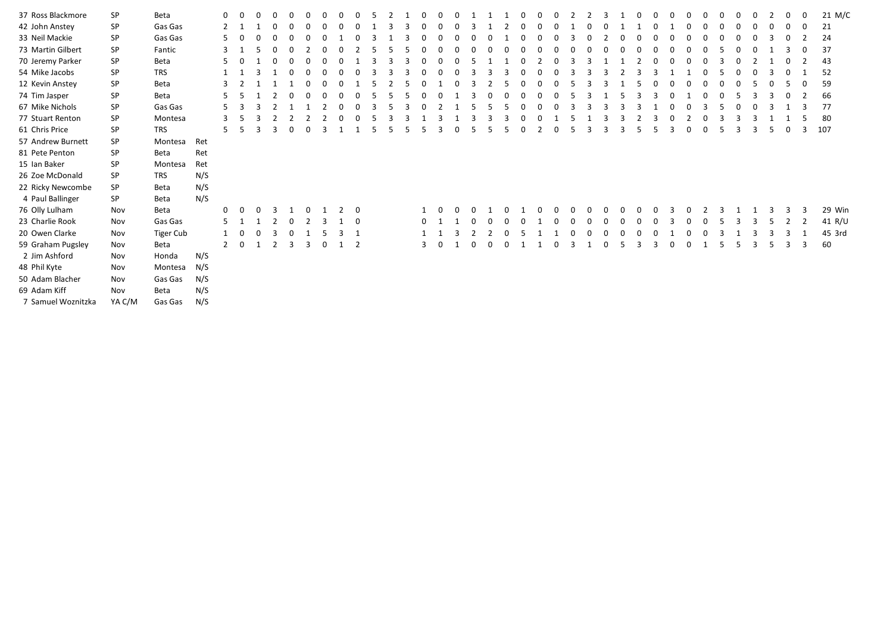| | | | | | | | | | | | | | | | | | | | | | | | | | | | | | | | | | | | | | | | | | | |
|---|---|---|---|---|---|---|---|---|---|---|---|---|---|---|---|---|---|---|---|---|---|---|---|---|---|---|---|---|---|---|---|---|---|---|---|---|---|---|---|---|---|---|
| 37 Ross Blackmore | SP | Beta | | 0 | 0 | 0 | 0 | 0 | 0 | 0 | 0 | 0 | 0 | 5 | 2 | 1 | 0 | 0 | 0 | 1 | 1 | 1 | 0 | 0 | 0 | 2 | 2 | 3 | 1 | 0 | 0 | 0 | 0 | 0 | 0 | 0 | 0 | 2 | 0 | 0 | 21 | M/C |
| 42 John Anstey | SP | Gas Gas | | 2 | 1 | 1 | 0 | 0 | 0 | 0 | 0 | 0 | 0 | 1 | 3 | 3 | 0 | 0 | 0 | 3 | 1 | 2 | 0 | 0 | 0 | 1 | 0 | 0 | 1 | 1 | 0 | 1 | 0 | 0 | 0 | 0 | 0 | 0 | 0 | 0 | 21 | |
| 33 Neil Mackie | SP | Gas Gas | | 5 | 0 | 0 | 0 | 0 | 0 | 0 | 0 | 1 | 0 | 3 | 1 | 3 | 0 | 0 | 0 | 0 | 0 | 1 | 0 | 0 | 0 | 3 | 0 | 2 | 0 | 0 | 0 | 0 | 0 | 0 | 0 | 0 | 0 | 3 | 0 | 2 | 24 | |
| 73 Martin Gilbert | SP | Fantic | | 3 | 1 | 5 | 0 | 0 | 2 | 0 | 0 | 0 | 2 | 5 | 5 | 5 | 0 | 0 | 0 | 0 | 0 | 0 | 0 | 0 | 0 | 0 | 0 | 0 | 0 | 0 | 0 | 0 | 0 | 0 | 5 | 0 | 0 | 1 | 3 | 0 | 37 | |
| 70 Jeremy Parker | SP | Beta | | 5 | 0 | 1 | 0 | 0 | 0 | 0 | 0 | 0 | 1 | 3 | 3 | 3 | 0 | 0 | 0 | 5 | 1 | 1 | 0 | 2 | 0 | 3 | 3 | 1 | 1 | 2 | 0 | 0 | 0 | 0 | 3 | 0 | 2 | 1 | 0 | 2 | 43 | |
| 54 Mike Jacobs | SP | TRS | | 1 | 1 | 3 | 1 | 0 | 0 | 0 | 0 | 0 | 0 | 3 | 3 | 3 | 0 | 0 | 0 | 3 | 3 | 3 | 0 | 0 | 0 | 3 | 3 | 3 | 2 | 3 | 3 | 1 | 1 | 0 | 5 | 0 | 0 | 3 | 0 | 1 | 52 | |
| 12 Kevin Anstey | SP | Beta | | 3 | 2 | 1 | 1 | 1 | 0 | 0 | 0 | 0 | 1 | 5 | 2 | 5 | 0 | 1 | 0 | 3 | 2 | 5 | 0 | 0 | 0 | 5 | 3 | 3 | 1 | 5 | 0 | 0 | 0 | 0 | 0 | 0 | 5 | 0 | 5 | 0 | 59 | |
| 74 Tim Jasper | SP | Beta | | 5 | 5 | 1 | 2 | 0 | 0 | 0 | 0 | 0 | 0 | 5 | 5 | 5 | 0 | 0 | 1 | 3 | 0 | 0 | 0 | 0 | 0 | 5 | 3 | 1 | 5 | 3 | 3 | 0 | 1 | 0 | 0 | 5 | 3 | 3 | 0 | 2 | 66 | |
| 67 Mike Nichols | SP | Gas Gas | | 5 | 3 | 3 | 2 | 1 | 1 | 2 | 0 | 0 | 0 | 3 | 5 | 3 | 0 | 2 | 1 | 5 | 5 | 5 | 0 | 0 | 0 | 3 | 3 | 3 | 3 | 3 | 1 | 0 | 0 | 3 | 5 | 0 | 0 | 3 | 1 | 3 | 77 | |
| 77 Stuart Renton | SP | Montesa | | 3 | 5 | 3 | 2 | 2 | 2 | 2 | 0 | 0 | 0 | 5 | 3 | 3 | 1 | 3 | 1 | 3 | 3 | 3 | 0 | 0 | 1 | 5 | 1 | 3 | 3 | 2 | 3 | 0 | 2 | 0 | 3 | 3 | 3 | 1 | 1 | 5 | 80 | |
| 61 Chris Price | SP | TRS | | 5 | 5 | 3 | 3 | 0 | 0 | 3 | 1 | 1 | 0 | 5 | 5 | 5 | 5 | 3 | 0 | 5 | 5 | 5 | 0 | 2 | 0 | 5 | 3 | 3 | 3 | 5 | 5 | 3 | 0 | 0 | 5 | 3 | 3 | 5 | 0 | 3 | 107 | |
| 57 Andrew Burnett | SP | Montesa | Ret | | | | | | | | | | | | | | | | | | | | | | | | | | | | | | | | | | | | | | | |
| 81 Pete Penton | SP | Beta | Ret | | | | | | | | | | | | | | | | | | | | | | | | | | | | | | | | | | | | | | | |
| 15 Ian Baker | SP | Montesa | Ret | | | | | | | | | | | | | | | | | | | | | | | | | | | | | | | | | | | | | | | |
| 26 Zoe McDonald | SP | TRS | N/S | | | | | | | | | | | | | | | | | | | | | | | | | | | | | | | | | | | | | | | |
| 22 Ricky Newcombe | SP | Beta | N/S | | | | | | | | | | | | | | | | | | | | | | | | | | | | | | | | | | | | | | | |
| 4 Paul Ballinger | SP | Beta | N/S | | | | | | | | | | | | | | | | | | | | | | | | | | | | | | | | | | | | | | | |
| 76 Olly Lulham | Nov | Beta | | 0 | 0 | 0 | 3 | 1 | 0 | 1 | 2 | 0 | | | | 1 | 0 | 0 | 0 | 1 | 0 | 1 | 0 | 0 | 0 | 0 | 0 | 0 | 0 | 0 | 0 | 3 | 0 | 2 | 3 | 1 | 1 | 3 | 3 | 3 | 29 | Win |
| 23 Charlie Rook | Nov | Gas Gas | | 5 | 1 | 1 | 2 | 0 | 2 | 3 | 1 | 0 | | | | 0 | 1 | 1 | 0 | 0 | 0 | 0 | 0 | 1 | 0 | 0 | 0 | 0 | 0 | 0 | 0 | 0 | 0 | 3 | 0 | 0 | 5 | 3 | 3 | 5 | 2 | 2 | 41 | R/U |
| 20 Owen Clarke | Nov | Tiger Cub | | 1 | 0 | 0 | 3 | 0 | 1 | 5 | 3 | 1 | | | | 1 | 1 | 3 | 2 | 2 | 0 | 5 | 1 | 1 | 0 | 0 | 0 | 0 | 0 | 0 | 0 | 1 | 0 | 0 | 3 | 1 | 3 | 3 | 3 | 1 | 45 | 3rd |
| 59 Graham Pugsley | Nov | Beta | | 2 | 0 | 1 | 2 | 3 | 3 | 0 | 1 | 2 | | | | 3 | 0 | 1 | 0 | 0 | 0 | 1 | 1 | 0 | 3 | 1 | 0 | 5 | 3 | 3 | 0 | 0 | 0 | 1 | 5 | 5 | 3 | 5 | 3 | 3 | 60 | |
| 2 Jim Ashford | Nov | Honda | N/S | | | | | | | | | | | | | | | | | | | | | | | | | | | | | | | | | | | | | | | |
| 48 Phil Kyte | Nov | Montesa | N/S | | | | | | | | | | | | | | | | | | | | | | | | | | | | | | | | | | | | | | | |
| 50 Adam Blacher | Nov | Gas Gas | N/S | | | | | | | | | | | | | | | | | | | | | | | | | | | | | | | | | | | | | | | |
| 69 Adam Kiff | Nov | Beta | N/S | | | | | | | | | | | | | | | | | | | | | | | | | | | | | | | | | | | | | | | |
| 7 Samuel Woznitzka | YA C/M | Gas Gas | N/S | | | | | | | | | | | | | | | | | | | | | | | | | | | | | | | | | | | | | | | |